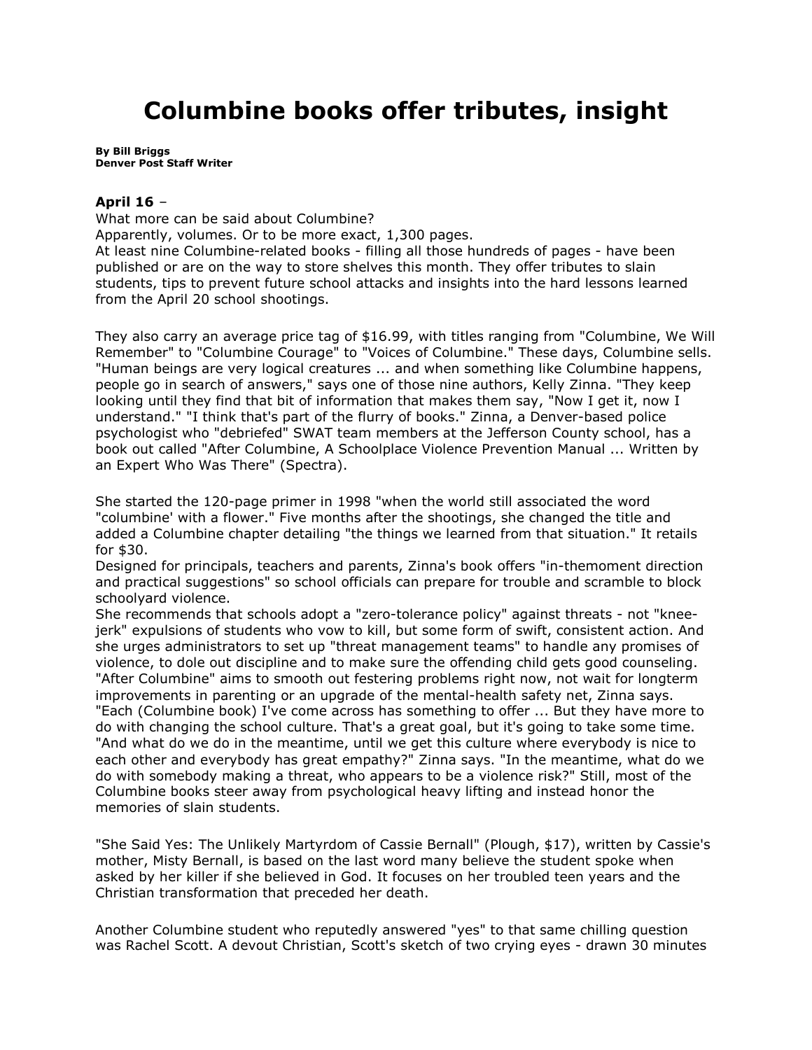# Columbine books offer tributes, insight

**By Bill Briggs**
**Denver Post Staff Writer**

**April 16** –
What more can be said about Columbine?
Apparently, volumes. Or to be more exact, 1,300 pages.
At least nine Columbine-related books - filling all those hundreds of pages - have been published or are on the way to store shelves this month. They offer tributes to slain students, tips to prevent future school attacks and insights into the hard lessons learned from the April 20 school shootings.

They also carry an average price tag of $16.99, with titles ranging from "Columbine, We Will Remember" to "Columbine Courage" to "Voices of Columbine." These days, Columbine sells. "Human beings are very logical creatures ... and when something like Columbine happens, people go in search of answers," says one of those nine authors, Kelly Zinna. "They keep looking until they find that bit of information that makes them say, "Now I get it, now I understand." "I think that's part of the flurry of books." Zinna, a Denver-based police psychologist who "debriefed" SWAT team members at the Jefferson County school, has a book out called "After Columbine, A Schoolplace Violence Prevention Manual ... Written by an Expert Who Was There" (Spectra).

She started the 120-page primer in 1998 "when the world still associated the word "columbine' with a flower." Five months after the shootings, she changed the title and added a Columbine chapter detailing "the things we learned from that situation." It retails for $30.
Designed for principals, teachers and parents, Zinna's book offers "in-themoment direction and practical suggestions" so school officials can prepare for trouble and scramble to block schoolyard violence.
She recommends that schools adopt a "zero-tolerance policy" against threats - not "knee-jerk" expulsions of students who vow to kill, but some form of swift, consistent action. And she urges administrators to set up "threat management teams" to handle any promises of violence, to dole out discipline and to make sure the offending child gets good counseling.
"After Columbine" aims to smooth out festering problems right now, not wait for longterm improvements in parenting or an upgrade of the mental-health safety net, Zinna says.
"Each (Columbine book) I've come across has something to offer ... But they have more to do with changing the school culture. That's a great goal, but it's going to take some time.
"And what do we do in the meantime, until we get this culture where everybody is nice to each other and everybody has great empathy?" Zinna says. "In the meantime, what do we do with somebody making a threat, who appears to be a violence risk?" Still, most of the Columbine books steer away from psychological heavy lifting and instead honor the memories of slain students.

"She Said Yes: The Unlikely Martyrdom of Cassie Bernall" (Plough, $17), written by Cassie's mother, Misty Bernall, is based on the last word many believe the student spoke when asked by her killer if she believed in God. It focuses on her troubled teen years and the Christian transformation that preceded her death.

Another Columbine student who reputedly answered "yes" to that same chilling question was Rachel Scott. A devout Christian, Scott's sketch of two crying eyes - drawn 30 minutes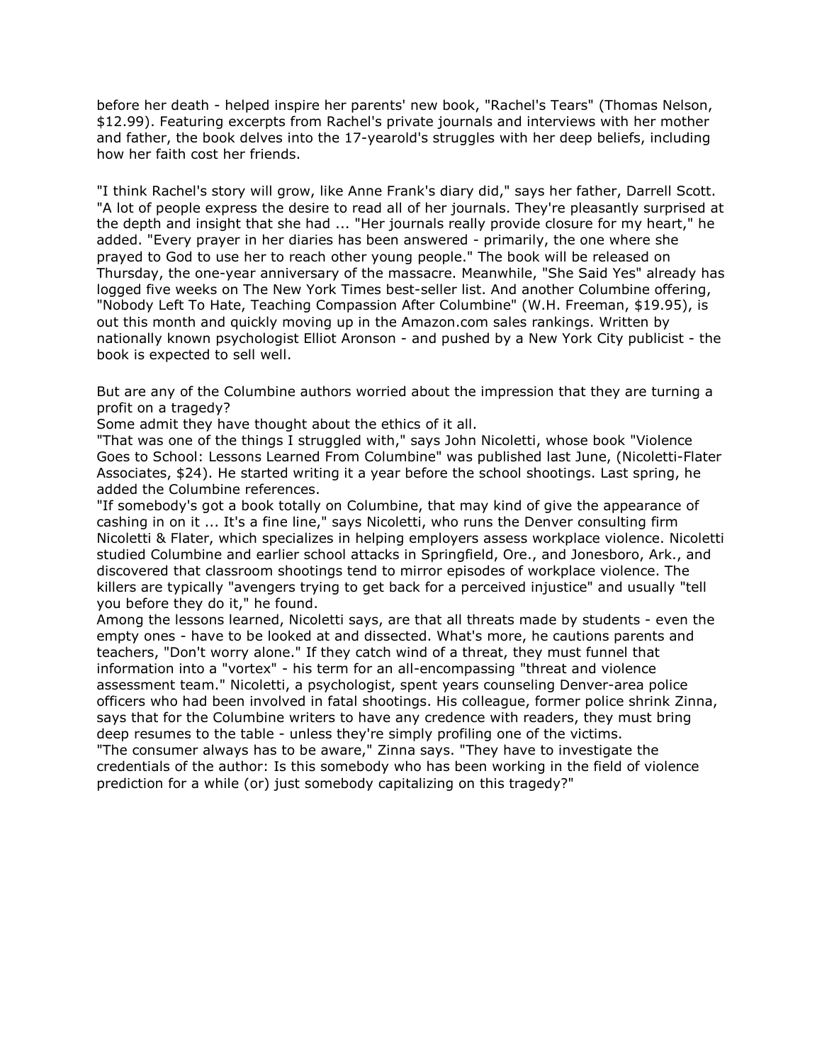before her death - helped inspire her parents' new book, "Rachel's Tears" (Thomas Nelson, $12.99). Featuring excerpts from Rachel's private journals and interviews with her mother and father, the book delves into the 17-yearold's struggles with her deep beliefs, including how her faith cost her friends.

"I think Rachel's story will grow, like Anne Frank's diary did," says her father, Darrell Scott. "A lot of people express the desire to read all of her journals. They're pleasantly surprised at the depth and insight that she had ... "Her journals really provide closure for my heart," he added. "Every prayer in her diaries has been answered - primarily, the one where she prayed to God to use her to reach other young people." The book will be released on Thursday, the one-year anniversary of the massacre. Meanwhile, "She Said Yes" already has logged five weeks on The New York Times best-seller list. And another Columbine offering, "Nobody Left To Hate, Teaching Compassion After Columbine" (W.H. Freeman, $19.95), is out this month and quickly moving up in the Amazon.com sales rankings. Written by nationally known psychologist Elliot Aronson - and pushed by a New York City publicist - the book is expected to sell well.

But are any of the Columbine authors worried about the impression that they are turning a profit on a tragedy?

Some admit they have thought about the ethics of it all.

"That was one of the things I struggled with," says John Nicoletti, whose book "Violence Goes to School: Lessons Learned From Columbine" was published last June, (Nicoletti-Flater Associates, $24). He started writing it a year before the school shootings. Last spring, he added the Columbine references.

"If somebody's got a book totally on Columbine, that may kind of give the appearance of cashing in on it ... It's a fine line," says Nicoletti, who runs the Denver consulting firm Nicoletti & Flater, which specializes in helping employers assess workplace violence. Nicoletti studied Columbine and earlier school attacks in Springfield, Ore., and Jonesboro, Ark., and discovered that classroom shootings tend to mirror episodes of workplace violence. The killers are typically "avengers trying to get back for a perceived injustice" and usually "tell you before they do it," he found.

Among the lessons learned, Nicoletti says, are that all threats made by students - even the empty ones - have to be looked at and dissected. What's more, he cautions parents and teachers, "Don't worry alone." If they catch wind of a threat, they must funnel that information into a "vortex" - his term for an all-encompassing "threat and violence assessment team." Nicoletti, a psychologist, spent years counseling Denver-area police officers who had been involved in fatal shootings. His colleague, former police shrink Zinna, says that for the Columbine writers to have any credence with readers, they must bring deep resumes to the table - unless they're simply profiling one of the victims.

"The consumer always has to be aware," Zinna says. "They have to investigate the credentials of the author: Is this somebody who has been working in the field of violence prediction for a while (or) just somebody capitalizing on this tragedy?"